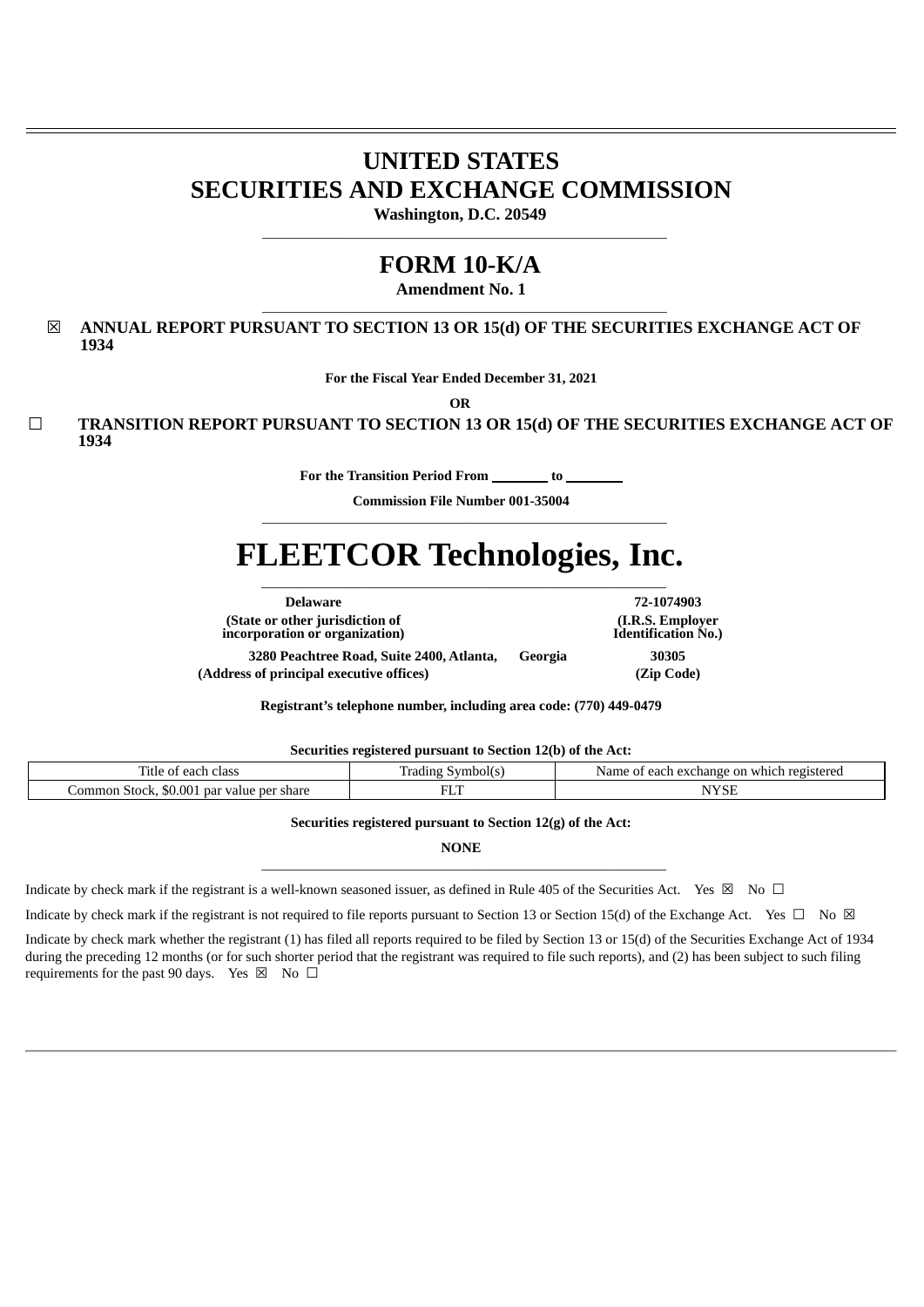# UNITED STATES
# SECURITIES AND EXCHANGE COMMISSION

**Washington, D.C. 20549**

---

# FORM 10-K/A

**Amendment No. 1**

---

☒ **ANNUAL REPORT PURSUANT TO SECTION 13 OR 15(d) OF THE SECURITIES EXCHANGE ACT OF 1934**

**For the Fiscal Year Ended December 31, 2021**

**OR**

☐ **TRANSITION REPORT PURSUANT TO SECTION 13 OR 15(d) OF THE SECURITIES EXCHANGE ACT OF 1934**

**For the Transition Period From ________ to ________**

**Commission File Number 001-35004**

---

# FLEETCOR Technologies, Inc.

---

| **Delaware** | **72-1074903** |
|---|---|
| **(State or other jurisdiction of incorporation or organization)** | **(I.R.S. Employer Identification No.)** |

| **3280 Peachtree Road, Suite 2400, Atlanta,** | **Georgia** | **30305** |
|---|---|---|
| **(Address of principal executive offices)** | | **(Zip Code)** |

**Registrant's telephone number, including area code: (770) 449-0479**

**Securities registered pursuant to Section 12(b) of the Act:**

| Title of each class | Trading Symbol(s) | Name of each exchange on which registered |
|---|---|---|
| Common Stock, $0.001 par value per share | FLT | NYSE |

**Securities registered pursuant to Section 12(g) of the Act:**

**NONE**

---

Indicate by check mark if the registrant is a well-known seasoned issuer, as defined in Rule 405 of the Securities Act. Yes ☒ No ☐

Indicate by check mark if the registrant is not required to file reports pursuant to Section 13 or Section 15(d) of the Exchange Act. Yes ☐ No ☒

Indicate by check mark whether the registrant (1) has filed all reports required to be filed by Section 13 or 15(d) of the Securities Exchange Act of 1934 during the preceding 12 months (or for such shorter period that the registrant was required to file such reports), and (2) has been subject to such filing requirements for the past 90 days. Yes ☒ No ☐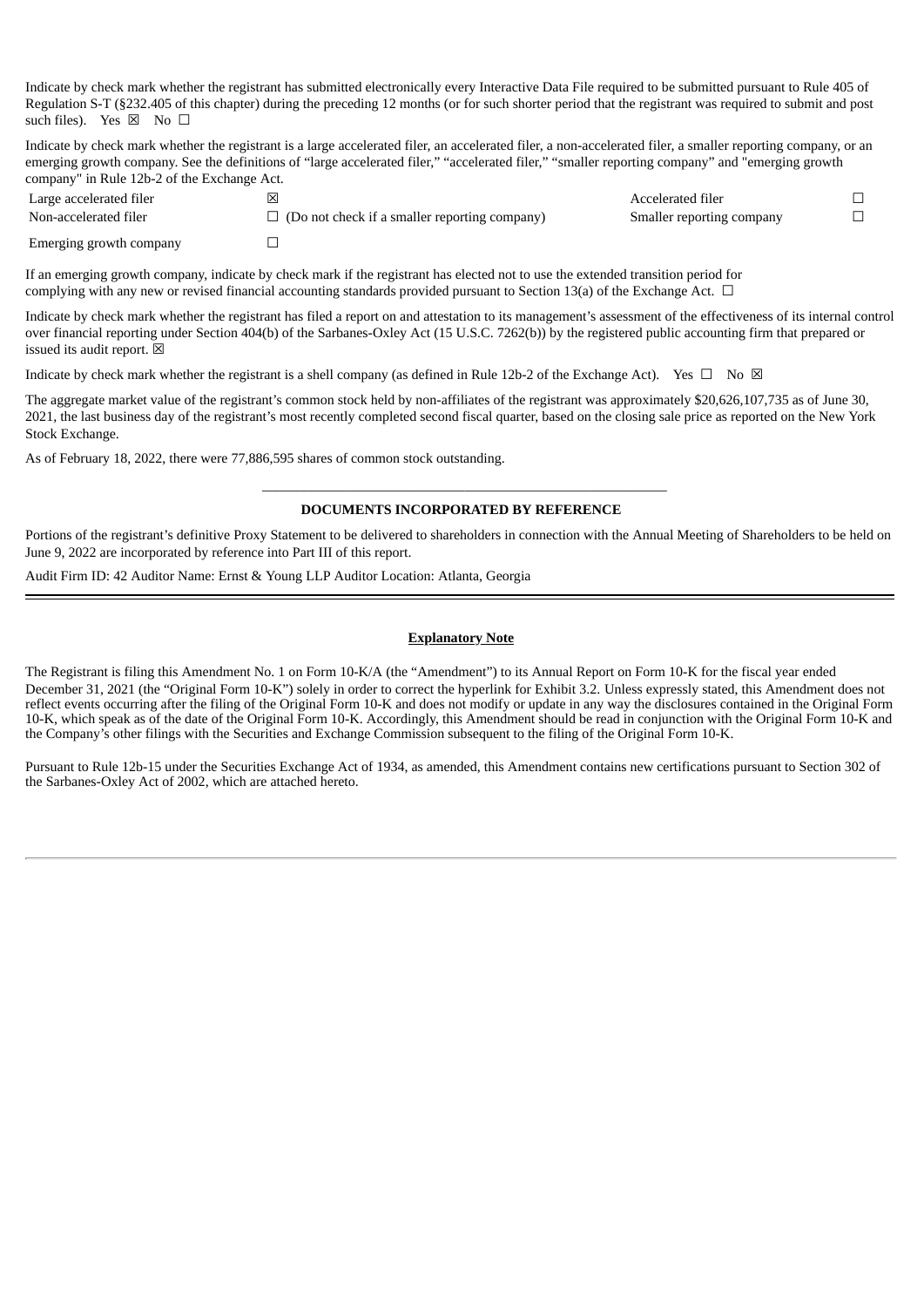Indicate by check mark whether the registrant has submitted electronically every Interactive Data File required to be submitted pursuant to Rule 405 of Regulation S-T (§232.405 of this chapter) during the preceding 12 months (or for such shorter period that the registrant was required to submit and post such files). Yes ☒ No ☐

Indicate by check mark whether the registrant is a large accelerated filer, an accelerated filer, a non-accelerated filer, a smaller reporting company, or an emerging growth company. See the definitions of "large accelerated filer," "accelerated filer," "smaller reporting company" and "emerging growth company" in Rule 12b-2 of the Exchange Act.

| | | | |
|---|---|---|---|
| Large accelerated filer | ☒ | Accelerated filer | ☐ |
| Non-accelerated filer | ☐ (Do not check if a smaller reporting company) | Smaller reporting company | ☐ |
| Emerging growth company | ☐ | | |

If an emerging growth company, indicate by check mark if the registrant has elected not to use the extended transition period for complying with any new or revised financial accounting standards provided pursuant to Section 13(a) of the Exchange Act. ☐

Indicate by check mark whether the registrant has filed a report on and attestation to its management's assessment of the effectiveness of its internal control over financial reporting under Section 404(b) of the Sarbanes-Oxley Act (15 U.S.C. 7262(b)) by the registered public accounting firm that prepared or issued its audit report. ☒

Indicate by check mark whether the registrant is a shell company (as defined in Rule 12b-2 of the Exchange Act). Yes ☐ No ☒

The aggregate market value of the registrant's common stock held by non-affiliates of the registrant was approximately $20,626,107,735 as of June 30, 2021, the last business day of the registrant's most recently completed second fiscal quarter, based on the closing sale price as reported on the New York Stock Exchange.

As of February 18, 2022, there were 77,886,595 shares of common stock outstanding.

**DOCUMENTS INCORPORATED BY REFERENCE**

Portions of the registrant's definitive Proxy Statement to be delivered to shareholders in connection with the Annual Meeting of Shareholders to be held on June 9, 2022 are incorporated by reference into Part III of this report.

Audit Firm ID: 42 Auditor Name: Ernst & Young LLP Auditor Location: Atlanta, Georgia

**Explanatory Note**

The Registrant is filing this Amendment No. 1 on Form 10-K/A (the "Amendment") to its Annual Report on Form 10-K for the fiscal year ended December 31, 2021 (the "Original Form 10-K") solely in order to correct the hyperlink for Exhibit 3.2. Unless expressly stated, this Amendment does not reflect events occurring after the filing of the Original Form 10-K and does not modify or update in any way the disclosures contained in the Original Form 10-K, which speak as of the date of the Original Form 10-K. Accordingly, this Amendment should be read in conjunction with the Original Form 10-K and the Company's other filings with the Securities and Exchange Commission subsequent to the filing of the Original Form 10-K.

Pursuant to Rule 12b-15 under the Securities Exchange Act of 1934, as amended, this Amendment contains new certifications pursuant to Section 302 of the Sarbanes-Oxley Act of 2002, which are attached hereto.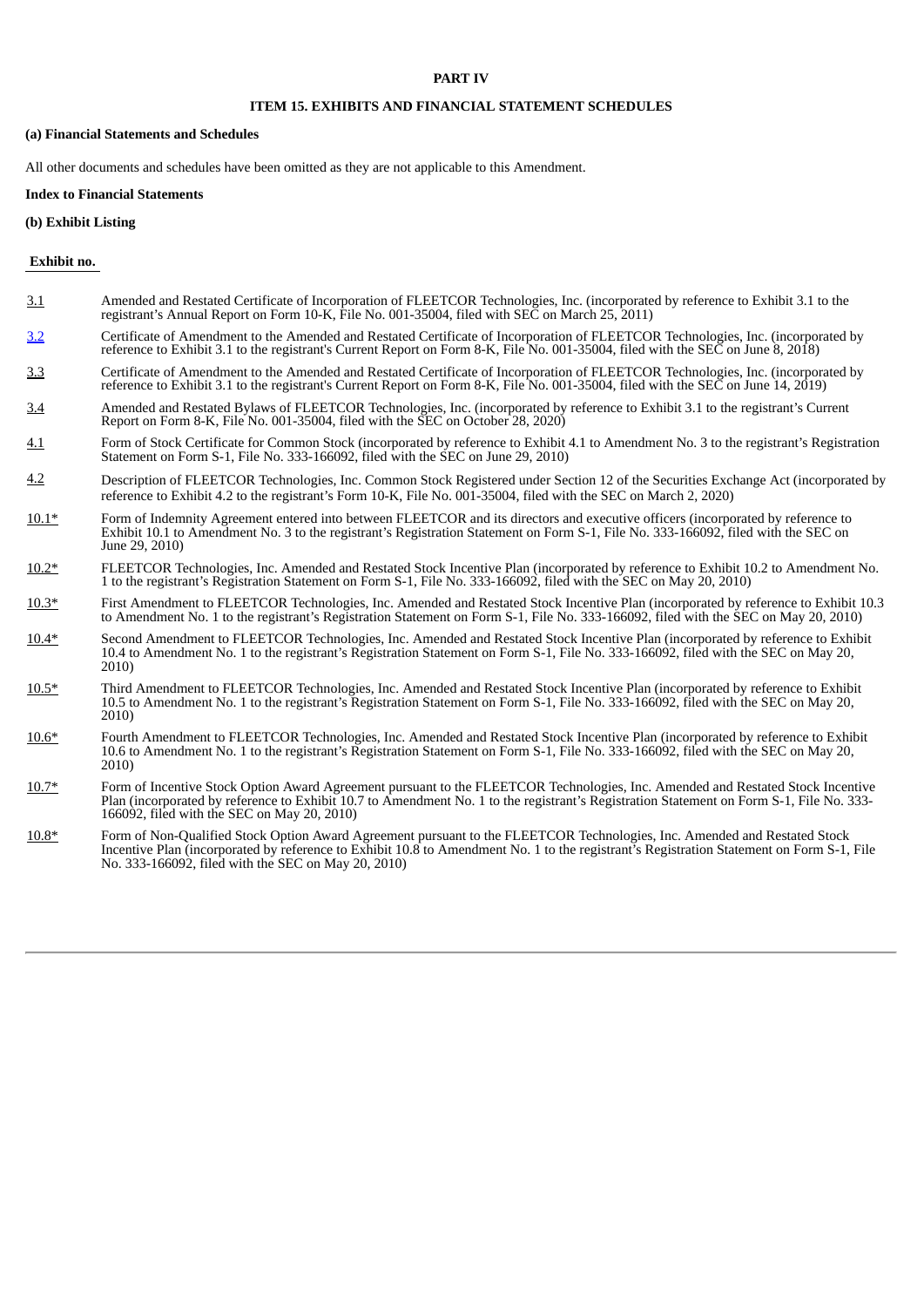**PART IV**

**ITEM 15. EXHIBITS AND FINANCIAL STATEMENT SCHEDULES**

**(a) Financial Statements and Schedules**

All other documents and schedules have been omitted as they are not applicable to this Amendment.

**Index to Financial Statements**

**(b) Exhibit Listing**

| Exhibit no. | |
|---|---|
| 3.1 | Amended and Restated Certificate of Incorporation of FLEETCOR Technologies, Inc. (incorporated by reference to Exhibit 3.1 to the registrant's Annual Report on Form 10-K, File No. 001-35004, filed with SEC on March 25, 2011) |
| 3.2 | Certificate of Amendment to the Amended and Restated Certificate of Incorporation of FLEETCOR Technologies, Inc. (incorporated by reference to Exhibit 3.1 to the registrant's Current Report on Form 8-K, File No. 001-35004, filed with the SEC on June 8, 2018) |
| 3.3 | Certificate of Amendment to the Amended and Restated Certificate of Incorporation of FLEETCOR Technologies, Inc. (incorporated by reference to Exhibit 3.1 to the registrant's Current Report on Form 8-K, File No. 001-35004, filed with the SEC on June 14, 2019) |
| 3.4 | Amended and Restated Bylaws of FLEETCOR Technologies, Inc. (incorporated by reference to Exhibit 3.1 to the registrant's Current Report on Form 8-K, File No. 001-35004, filed with the SEC on October 28, 2020) |
| 4.1 | Form of Stock Certificate for Common Stock (incorporated by reference to Exhibit 4.1 to Amendment No. 3 to the registrant's Registration Statement on Form S-1, File No. 333-166092, filed with the SEC on June 29, 2010) |
| 4.2 | Description of FLEETCOR Technologies, Inc. Common Stock Registered under Section 12 of the Securities Exchange Act (incorporated by reference to Exhibit 4.2 to the registrant's Form 10-K, File No. 001-35004, filed with the SEC on March 2, 2020) |
| 10.1* | Form of Indemnity Agreement entered into between FLEETCOR and its directors and executive officers (incorporated by reference to Exhibit 10.1 to Amendment No. 3 to the registrant's Registration Statement on Form S-1, File No. 333-166092, filed with the SEC on June 29, 2010) |
| 10.2* | FLEETCOR Technologies, Inc. Amended and Restated Stock Incentive Plan (incorporated by reference to Exhibit 10.2 to Amendment No. 1 to the registrant's Registration Statement on Form S-1, File No. 333-166092, filed with the SEC on May 20, 2010) |
| 10.3* | First Amendment to FLEETCOR Technologies, Inc. Amended and Restated Stock Incentive Plan (incorporated by reference to Exhibit 10.3 to Amendment No. 1 to the registrant's Registration Statement on Form S-1, File No. 333-166092, filed with the SEC on May 20, 2010) |
| 10.4* | Second Amendment to FLEETCOR Technologies, Inc. Amended and Restated Stock Incentive Plan (incorporated by reference to Exhibit 10.4 to Amendment No. 1 to the registrant's Registration Statement on Form S-1, File No. 333-166092, filed with the SEC on May 20, 2010) |
| 10.5* | Third Amendment to FLEETCOR Technologies, Inc. Amended and Restated Stock Incentive Plan (incorporated by reference to Exhibit 10.5 to Amendment No. 1 to the registrant's Registration Statement on Form S-1, File No. 333-166092, filed with the SEC on May 20, 2010) |
| 10.6* | Fourth Amendment to FLEETCOR Technologies, Inc. Amended and Restated Stock Incentive Plan (incorporated by reference to Exhibit 10.6 to Amendment No. 1 to the registrant's Registration Statement on Form S-1, File No. 333-166092, filed with the SEC on May 20, 2010) |
| 10.7* | Form of Incentive Stock Option Award Agreement pursuant to the FLEETCOR Technologies, Inc. Amended and Restated Stock Incentive Plan (incorporated by reference to Exhibit 10.7 to Amendment No. 1 to the registrant's Registration Statement on Form S-1, File No. 333-166092, filed with the SEC on May 20, 2010) |
| 10.8* | Form of Non-Qualified Stock Option Award Agreement pursuant to the FLEETCOR Technologies, Inc. Amended and Restated Stock Incentive Plan (incorporated by reference to Exhibit 10.8 to Amendment No. 1 to the registrant's Registration Statement on Form S-1, File No. 333-166092, filed with the SEC on May 20, 2010) |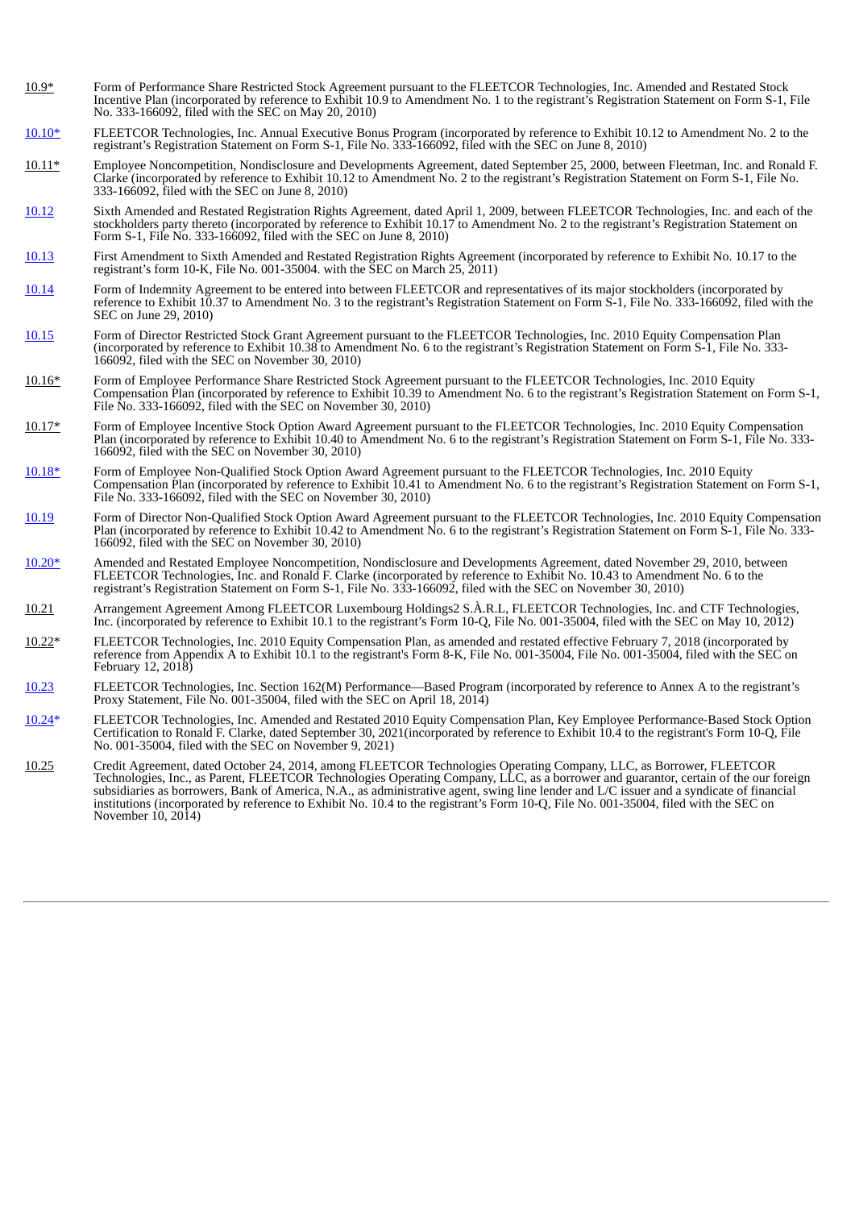| | |
|---|---|
| 10.9* | Form of Performance Share Restricted Stock Agreement pursuant to the FLEETCOR Technologies, Inc. Amended and Restated Stock Incentive Plan (incorporated by reference to Exhibit 10.9 to Amendment No. 1 to the registrant's Registration Statement on Form S-1, File No. 333-166092, filed with the SEC on May 20, 2010) |
| 10.10* | FLEETCOR Technologies, Inc. Annual Executive Bonus Program (incorporated by reference to Exhibit 10.12 to Amendment No. 2 to the registrant's Registration Statement on Form S-1, File No. 333-166092, filed with the SEC on June 8, 2010) |
| 10.11* | Employee Noncompetition, Nondisclosure and Developments Agreement, dated September 25, 2000, between Fleetman, Inc. and Ronald F. Clarke (incorporated by reference to Exhibit 10.12 to Amendment No. 2 to the registrant's Registration Statement on Form S-1, File No. 333-166092, filed with the SEC on June 8, 2010) |
| 10.12 | Sixth Amended and Restated Registration Rights Agreement, dated April 1, 2009, between FLEETCOR Technologies, Inc. and each of the stockholders party thereto (incorporated by reference to Exhibit 10.17 to Amendment No. 2 to the registrant's Registration Statement on Form S-1, File No. 333-166092, filed with the SEC on June 8, 2010) |
| 10.13 | First Amendment to Sixth Amended and Restated Registration Rights Agreement (incorporated by reference to Exhibit No. 10.17 to the registrant's form 10-K, File No. 001-35004. with the SEC on March 25, 2011) |
| 10.14 | Form of Indemnity Agreement to be entered into between FLEETCOR and representatives of its major stockholders (incorporated by reference to Exhibit 10.37 to Amendment No. 3 to the registrant's Registration Statement on Form S-1, File No. 333-166092, filed with the SEC on June 29, 2010) |
| 10.15 | Form of Director Restricted Stock Grant Agreement pursuant to the FLEETCOR Technologies, Inc. 2010 Equity Compensation Plan (incorporated by reference to Exhibit 10.38 to Amendment No. 6 to the registrant's Registration Statement on Form S-1, File No. 333-166092, filed with the SEC on November 30, 2010) |
| 10.16* | Form of Employee Performance Share Restricted Stock Agreement pursuant to the FLEETCOR Technologies, Inc. 2010 Equity Compensation Plan (incorporated by reference to Exhibit 10.39 to Amendment No. 6 to the registrant's Registration Statement on Form S-1, File No. 333-166092, filed with the SEC on November 30, 2010) |
| 10.17* | Form of Employee Incentive Stock Option Award Agreement pursuant to the FLEETCOR Technologies, Inc. 2010 Equity Compensation Plan (incorporated by reference to Exhibit 10.40 to Amendment No. 6 to the registrant's Registration Statement on Form S-1, File No. 333-166092, filed with the SEC on November 30, 2010) |
| 10.18* | Form of Employee Non-Qualified Stock Option Award Agreement pursuant to the FLEETCOR Technologies, Inc. 2010 Equity Compensation Plan (incorporated by reference to Exhibit 10.41 to Amendment No. 6 to the registrant's Registration Statement on Form S-1, File No. 333-166092, filed with the SEC on November 30, 2010) |
| 10.19 | Form of Director Non-Qualified Stock Option Award Agreement pursuant to the FLEETCOR Technologies, Inc. 2010 Equity Compensation Plan (incorporated by reference to Exhibit 10.42 to Amendment No. 6 to the registrant's Registration Statement on Form S-1, File No. 333-166092, filed with the SEC on November 30, 2010) |
| 10.20* | Amended and Restated Employee Noncompetition, Nondisclosure and Developments Agreement, dated November 29, 2010, between FLEETCOR Technologies, Inc. and Ronald F. Clarke (incorporated by reference to Exhibit No. 10.43 to Amendment No. 6 to the registrant's Registration Statement on Form S-1, File No. 333-166092, filed with the SEC on November 30, 2010) |
| 10.21 | Arrangement Agreement Among FLEETCOR Luxembourg Holdings2 S.À.R.L, FLEETCOR Technologies, Inc. and CTF Technologies, Inc. (incorporated by reference to Exhibit 10.1 to the registrant's Form 10-Q, File No. 001-35004, filed with the SEC on May 10, 2012) |
| 10.22* | FLEETCOR Technologies, Inc. 2010 Equity Compensation Plan, as amended and restated effective February 7, 2018 (incorporated by reference from Appendix A to Exhibit 10.1 to the registrant's Form 8-K, File No. 001-35004, File No. 001-35004, filed with the SEC on February 12, 2018) |
| 10.23 | FLEETCOR Technologies, Inc. Section 162(M) Performance—Based Program (incorporated by reference to Annex A to the registrant's Proxy Statement, File No. 001-35004, filed with the SEC on April 18, 2014) |
| 10.24* | FLEETCOR Technologies, Inc. Amended and Restated 2010 Equity Compensation Plan, Key Employee Performance-Based Stock Option Certification to Ronald F. Clarke, dated September 30, 2021(incorporated by reference to Exhibit 10.4 to the registrant's Form 10-Q, File No. 001-35004, filed with the SEC on November 9, 2021) |
| 10.25 | Credit Agreement, dated October 24, 2014, among FLEETCOR Technologies Operating Company, LLC, as Borrower, FLEETCOR Technologies, Inc., as Parent, FLEETCOR Technologies Operating Company, LLC, as a borrower and guarantor, certain of the our foreign subsidiaries as borrowers, Bank of America, N.A., as administrative agent, swing line lender and L/C issuer and a syndicate of financial institutions (incorporated by reference to Exhibit No. 10.4 to the registrant's Form 10-Q, File No. 001-35004, filed with the SEC on November 10, 2014) |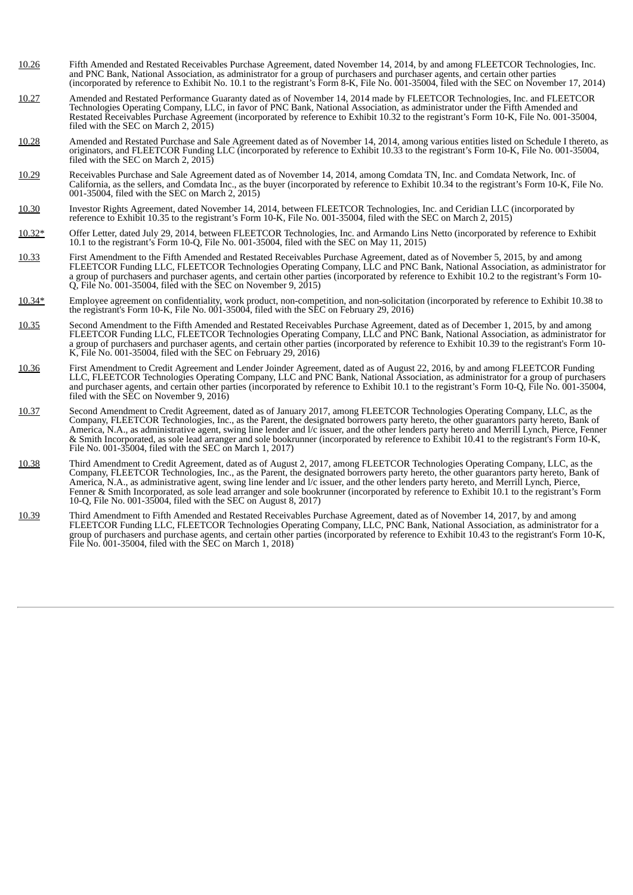| | |
|---|---|
| 10.26 | Fifth Amended and Restated Receivables Purchase Agreement, dated November 14, 2014, by and among FLEETCOR Technologies, Inc. and PNC Bank, National Association, as administrator for a group of purchasers and purchaser agents, and certain other parties (incorporated by reference to Exhibit No. 10.1 to the registrant's Form 8-K, File No. 001-35004, filed with the SEC on November 17, 2014) |
| 10.27 | Amended and Restated Performance Guaranty dated as of November 14, 2014 made by FLEETCOR Technologies, Inc. and FLEETCOR Technologies Operating Company, LLC, in favor of PNC Bank, National Association, as administrator under the Fifth Amended and Restated Receivables Purchase Agreement (incorporated by reference to Exhibit 10.32 to the registrant's Form 10-K, File No. 001-35004, filed with the SEC on March 2, 2015) |
| 10.28 | Amended and Restated Purchase and Sale Agreement dated as of November 14, 2014, among various entities listed on Schedule I thereto, as originators, and FLEETCOR Funding LLC (incorporated by reference to Exhibit 10.33 to the registrant's Form 10-K, File No. 001-35004, filed with the SEC on March 2, 2015) |
| 10.29 | Receivables Purchase and Sale Agreement dated as of November 14, 2014, among Comdata TN, Inc. and Comdata Network, Inc. of California, as the sellers, and Comdata Inc., as the buyer (incorporated by reference to Exhibit 10.34 to the registrant's Form 10-K, File No. 001-35004, filed with the SEC on March 2, 2015) |
| 10.30 | Investor Rights Agreement, dated November 14, 2014, between FLEETCOR Technologies, Inc. and Ceridian LLC (incorporated by reference to Exhibit 10.35 to the registrant's Form 10-K, File No. 001-35004, filed with the SEC on March 2, 2015) |
| 10.32* | Offer Letter, dated July 29, 2014, between FLEETCOR Technologies, Inc. and Armando Lins Netto (incorporated by reference to Exhibit 10.1 to the registrant's Form 10-Q, File No. 001-35004, filed with the SEC on May 11, 2015) |
| 10.33 | First Amendment to the Fifth Amended and Restated Receivables Purchase Agreement, dated as of November 5, 2015, by and among FLEETCOR Funding LLC, FLEETCOR Technologies Operating Company, LLC and PNC Bank, National Association, as administrator for a group of purchasers and purchaser agents, and certain other parties (incorporated by reference to Exhibit 10.2 to the registrant's Form 10-Q, File No. 001-35004, filed with the SEC on November 9, 2015) |
| 10.34* | Employee agreement on confidentiality, work product, non-competition, and non-solicitation (incorporated by reference to Exhibit 10.38 to the registrant's Form 10-K, File No. 001-35004, filed with the SEC on February 29, 2016) |
| 10.35 | Second Amendment to the Fifth Amended and Restated Receivables Purchase Agreement, dated as of December 1, 2015, by and among FLEETCOR Funding LLC, FLEETCOR Technologies Operating Company, LLC and PNC Bank, National Association, as administrator for a group of purchasers and purchaser agents, and certain other parties (incorporated by reference to Exhibit 10.39 to the registrant's Form 10-K, File No. 001-35004, filed with the SEC on February 29, 2016) |
| 10.36 | First Amendment to Credit Agreement and Lender Joinder Agreement, dated as of August 22, 2016, by and among FLEETCOR Funding LLC, FLEETCOR Technologies Operating Company, LLC and PNC Bank, National Association, as administrator for a group of purchasers and purchaser agents, and certain other parties (incorporated by reference to Exhibit 10.1 to the registrant's Form 10-Q, File No. 001-35004, filed with the SEC on November 9, 2016) |
| 10.37 | Second Amendment to Credit Agreement, dated as of January 2017, among FLEETCOR Technologies Operating Company, LLC, as the Company, FLEETCOR Technologies, Inc., as the Parent, the designated borrowers party hereto, the other guarantors party hereto, Bank of America, N.A., as administrative agent, swing line lender and l/c issuer, and the other lenders party hereto and Merrill Lynch, Pierce, Fenner & Smith Incorporated, as sole lead arranger and sole bookrunner (incorporated by reference to Exhibit 10.41 to the registrant's Form 10-K, File No. 001-35004, filed with the SEC on March 1, 2017) |
| 10.38 | Third Amendment to Credit Agreement, dated as of August 2, 2017, among FLEETCOR Technologies Operating Company, LLC, as the Company, FLEETCOR Technologies, Inc., as the Parent, the designated borrowers party hereto, the other guarantors party hereto, Bank of America, N.A., as administrative agent, swing line lender and l/c issuer, and the other lenders party hereto, and Merrill Lynch, Pierce, Fenner & Smith Incorporated, as sole lead arranger and sole bookrunner (incorporated by reference to Exhibit 10.1 to the registrant's Form 10-Q, File No. 001-35004, filed with the SEC on August 8, 2017) |
| 10.39 | Third Amendment to Fifth Amended and Restated Receivables Purchase Agreement, dated as of November 14, 2017, by and among FLEETCOR Funding LLC, FLEETCOR Technologies Operating Company, LLC, PNC Bank, National Association, as administrator for a group of purchasers and purchase agents, and certain other parties (incorporated by reference to Exhibit 10.43 to the registrant's Form 10-K, File No. 001-35004, filed with the SEC on March 1, 2018) |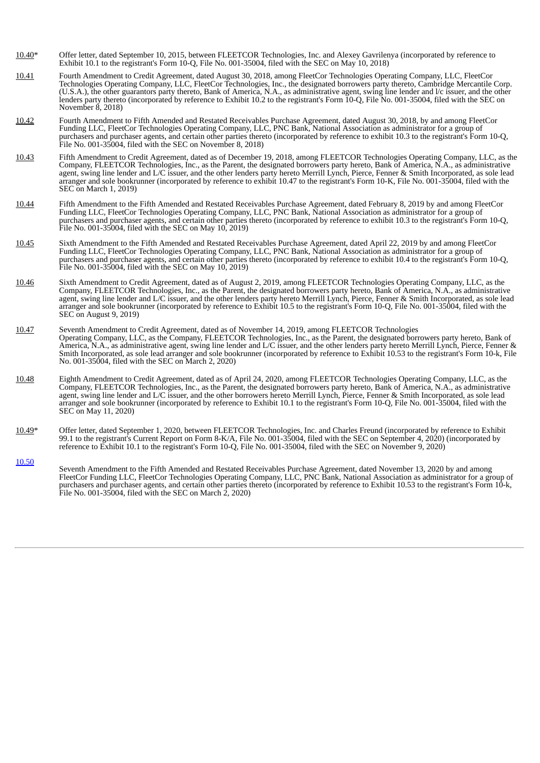| | |
|---|---|
| 10.40* | Offer letter, dated September 10, 2015, between FLEETCOR Technologies, Inc. and Alexey Gavrilenya (incorporated by reference to Exhibit 10.1 to the registrant's Form 10-Q, File No. 001-35004, filed with the SEC on May 10, 2018) |
| 10.41 | Fourth Amendment to Credit Agreement, dated August 30, 2018, among FleetCor Technologies Operating Company, LLC, FleetCor Technologies Operating Company, LLC, FleetCor Technologies, Inc., the designated borrowers party thereto, Cambridge Mercantile Corp. (U.S.A.), the other guarantors party thereto, Bank of America, N.A., as administrative agent, swing line lender and l/c issuer, and the other lenders party thereto (incorporated by reference to Exhibit 10.2 to the registrant's Form 10-Q, File No. 001-35004, filed with the SEC on November 8, 2018) |
| 10.42 | Fourth Amendment to Fifth Amended and Restated Receivables Purchase Agreement, dated August 30, 2018, by and among FleetCor Funding LLC, FleetCor Technologies Operating Company, LLC, PNC Bank, National Association as administrator for a group of purchasers and purchaser agents, and certain other parties thereto (incorporated by reference to exhibit 10.3 to the registrant's Form 10-Q, File No. 001-35004, filed with the SEC on November 8, 2018) |
| 10.43 | Fifth Amendment to Credit Agreement, dated as of December 19, 2018, among FLEETCOR Technologies Operating Company, LLC, as the Company, FLEETCOR Technologies, Inc., as the Parent, the designated borrowers party hereto, Bank of America, N.A., as administrative agent, swing line lender and L/C issuer, and the other lenders party hereto Merrill Lynch, Pierce, Fenner & Smith Incorporated, as sole lead arranger and sole bookrunner (incorporated by reference to exhibit 10.47 to the registrant's Form 10-K, File No. 001-35004, filed with the SEC on March 1, 2019) |
| 10.44 | Fifth Amendment to the Fifth Amended and Restated Receivables Purchase Agreement, dated February 8, 2019 by and among FleetCor Funding LLC, FleetCor Technologies Operating Company, LLC, PNC Bank, National Association as administrator for a group of purchasers and purchaser agents, and certain other parties thereto (incorporated by reference to exhibit 10.3 to the registrant's Form 10-Q, File No. 001-35004, filed with the SEC on May 10, 2019) |
| 10.45 | Sixth Amendment to the Fifth Amended and Restated Receivables Purchase Agreement, dated April 22, 2019 by and among FleetCor Funding LLC, FleetCor Technologies Operating Company, LLC, PNC Bank, National Association as administrator for a group of purchasers and purchaser agents, and certain other parties thereto (incorporated by reference to exhibit 10.4 to the registrant's Form 10-Q, File No. 001-35004, filed with the SEC on May 10, 2019) |
| 10.46 | Sixth Amendment to Credit Agreement, dated as of August 2, 2019, among FLEETCOR Technologies Operating Company, LLC, as the Company, FLEETCOR Technologies, Inc., as the Parent, the designated borrowers party hereto, Bank of America, N.A., as administrative agent, swing line lender and L/C issuer, and the other lenders party hereto Merrill Lynch, Pierce, Fenner & Smith Incorporated, as sole lead arranger and sole bookrunner (incorporated by reference to Exhibit 10.5 to the registrant's Form 10-Q, File No. 001-35004, filed with the SEC on August 9, 2019) |
| 10.47 | Seventh Amendment to Credit Agreement, dated as of November 14, 2019, among FLEETCOR Technologies Operating Company, LLC, as the Company, FLEETCOR Technologies, Inc., as the Parent, the designated borrowers party hereto, Bank of America, N.A., as administrative agent, swing line lender and L/C issuer, and the other lenders party hereto Merrill Lynch, Pierce, Fenner & Smith Incorporated, as sole lead arranger and sole bookrunner (incorporated by reference to Exhibit 10.53 to the registrant's Form 10-k, File No. 001-35004, filed with the SEC on March 2, 2020) |
| 10.48 | Eighth Amendment to Credit Agreement, dated as of April 24, 2020, among FLEETCOR Technologies Operating Company, LLC, as the Company, FLEETCOR Technologies, Inc., as the Parent, the designated borrowers party hereto, Bank of America, N.A., as administrative agent, swing line lender and L/C issuer, and the other borrowers hereto Merrill Lynch, Pierce, Fenner & Smith Incorporated, as sole lead arranger and sole bookrunner (incorporated by reference to Exhibit 10.1 to the registrant's Form 10-Q, File No. 001-35004, filed with the SEC on May 11, 2020) |
| 10.49* | Offer letter, dated September 1, 2020, between FLEETCOR Technologies, Inc. and Charles Freund (incorporated by reference to Exhibit 99.1 to the registrant's Current Report on Form 8-K/A, File No. 001-35004, filed with the SEC on September 4, 2020) (incorporated by reference to Exhibit 10.1 to the registrant's Form 10-Q, File No. 001-35004, filed with the SEC on November 9, 2020) |
| 10.50 | Seventh Amendment to the Fifth Amended and Restated Receivables Purchase Agreement, dated November 13, 2020 by and among FleetCor Funding LLC, FleetCor Technologies Operating Company, LLC, PNC Bank, National Association as administrator for a group of purchasers and purchaser agents, and certain other parties thereto (incorporated by reference to Exhibit 10.53 to the registrant's Form 10-k, File No. 001-35004, filed with the SEC on March 2, 2020) |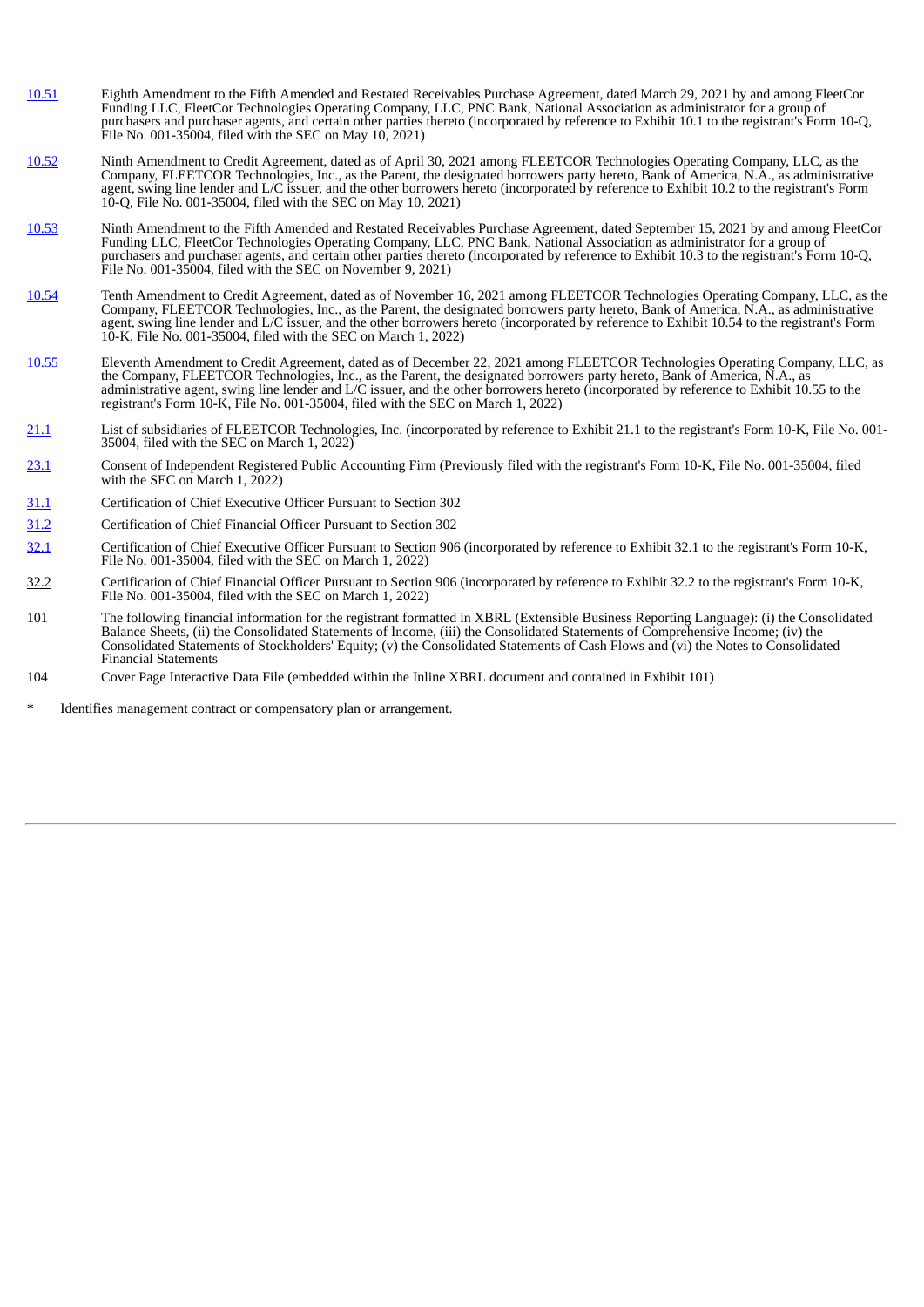| | |
|---|---|
| 10.51 | Eighth Amendment to the Fifth Amended and Restated Receivables Purchase Agreement, dated March 29, 2021 by and among FleetCor Funding LLC, FleetCor Technologies Operating Company, LLC, PNC Bank, National Association as administrator for a group of purchasers and purchaser agents, and certain other parties thereto (incorporated by reference to Exhibit 10.1 to the registrant's Form 10-Q, File No. 001-35004, filed with the SEC on May 10, 2021) |
| 10.52 | Ninth Amendment to Credit Agreement, dated as of April 30, 2021 among FLEETCOR Technologies Operating Company, LLC, as the Company, FLEETCOR Technologies, Inc., as the Parent, the designated borrowers party hereto, Bank of America, N.A., as administrative agent, swing line lender and L/C issuer, and the other borrowers hereto (incorporated by reference to Exhibit 10.2 to the registrant's Form 10-Q, File No. 001-35004, filed with the SEC on May 10, 2021) |
| 10.53 | Ninth Amendment to the Fifth Amended and Restated Receivables Purchase Agreement, dated September 15, 2021 by and among FleetCor Funding LLC, FleetCor Technologies Operating Company, LLC, PNC Bank, National Association as administrator for a group of purchasers and purchaser agents, and certain other parties thereto (incorporated by reference to Exhibit 10.3 to the registrant's Form 10-Q, File No. 001-35004, filed with the SEC on November 9, 2021) |
| 10.54 | Tenth Amendment to Credit Agreement, dated as of November 16, 2021 among FLEETCOR Technologies Operating Company, LLC, as the Company, FLEETCOR Technologies, Inc., as the Parent, the designated borrowers party hereto, Bank of America, N.A., as administrative agent, swing line lender and L/C issuer, and the other borrowers hereto (incorporated by reference to Exhibit 10.54 to the registrant's Form 10-K, File No. 001-35004, filed with the SEC on March 1, 2022) |
| 10.55 | Eleventh Amendment to Credit Agreement, dated as of December 22, 2021 among FLEETCOR Technologies Operating Company, LLC, as the Company, FLEETCOR Technologies, Inc., as the Parent, the designated borrowers party hereto, Bank of America, N.A., as administrative agent, swing line lender and L/C issuer, and the other borrowers hereto (incorporated by reference to Exhibit 10.55 to the registrant's Form 10-K, File No. 001-35004, filed with the SEC on March 1, 2022) |
| 21.1 | List of subsidiaries of FLEETCOR Technologies, Inc. (incorporated by reference to Exhibit 21.1 to the registrant's Form 10-K, File No. 001-35004, filed with the SEC on March 1, 2022) |
| 23.1 | Consent of Independent Registered Public Accounting Firm (Previously filed with the registrant's Form 10-K, File No. 001-35004, filed with the SEC on March 1, 2022) |
| 31.1 | Certification of Chief Executive Officer Pursuant to Section 302 |
| 31.2 | Certification of Chief Financial Officer Pursuant to Section 302 |
| 32.1 | Certification of Chief Executive Officer Pursuant to Section 906 (incorporated by reference to Exhibit 32.1 to the registrant's Form 10-K, File No. 001-35004, filed with the SEC on March 1, 2022) |
| 32.2 | Certification of Chief Financial Officer Pursuant to Section 906 (incorporated by reference to Exhibit 32.2 to the registrant's Form 10-K, File No. 001-35004, filed with the SEC on March 1, 2022) |
| 101 | The following financial information for the registrant formatted in XBRL (Extensible Business Reporting Language): (i) the Consolidated Balance Sheets, (ii) the Consolidated Statements of Income, (iii) the Consolidated Statements of Comprehensive Income; (iv) the Consolidated Statements of Stockholders' Equity; (v) the Consolidated Statements of Cash Flows and (vi) the Notes to Consolidated Financial Statements |
| 104 | Cover Page Interactive Data File (embedded within the Inline XBRL document and contained in Exhibit 101) |

\* Identifies management contract or compensatory plan or arrangement.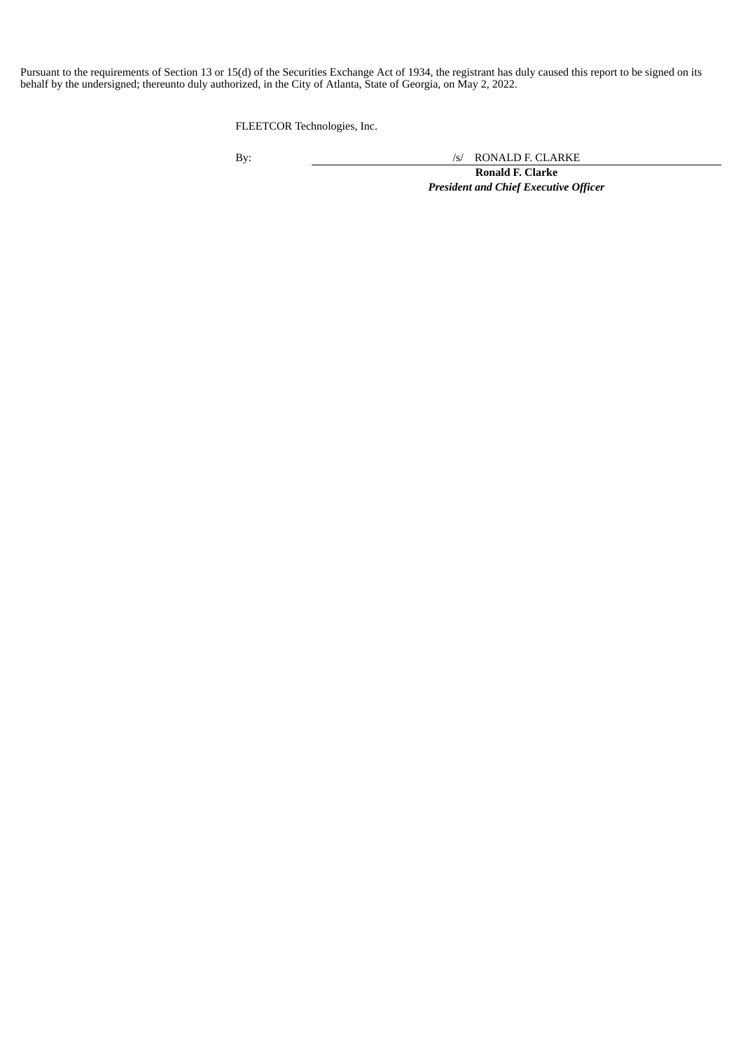Pursuant to the requirements of Section 13 or 15(d) of the Securities Exchange Act of 1934, the registrant has duly caused this report to be signed on its behalf by the undersigned; thereunto duly authorized, in the City of Atlanta, State of Georgia, on May 2, 2022.

FLEETCOR Technologies, Inc.

By: /s/ RONALD F. CLARKE

**Ronald F. Clarke**

***President and Chief Executive Officer***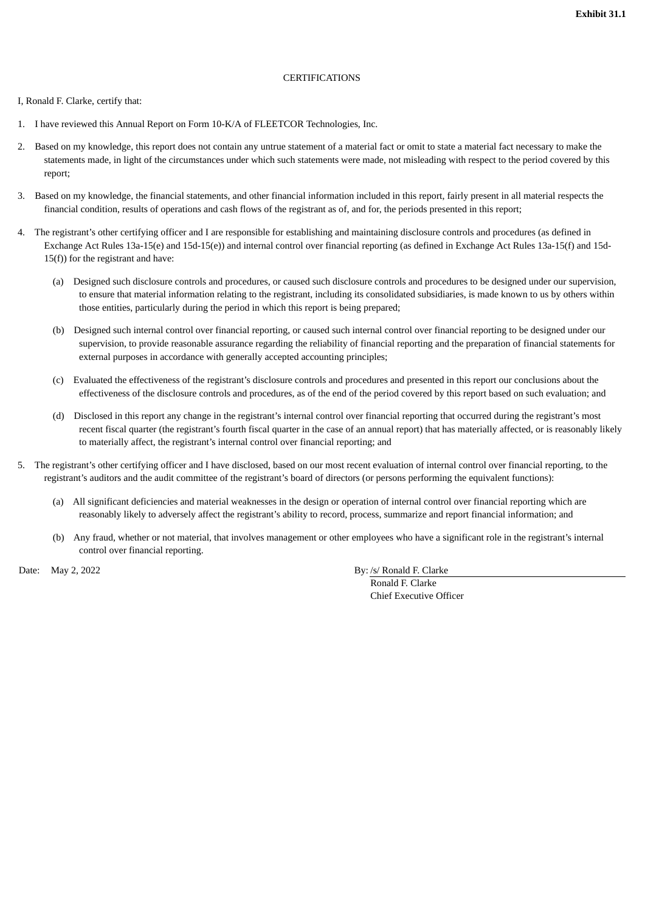**Exhibit 31.1**

CERTIFICATIONS

I, Ronald F. Clarke, certify that:

1. I have reviewed this Annual Report on Form 10-K/A of FLEETCOR Technologies, Inc.

2. Based on my knowledge, this report does not contain any untrue statement of a material fact or omit to state a material fact necessary to make the statements made, in light of the circumstances under which such statements were made, not misleading with respect to the period covered by this report;

3. Based on my knowledge, the financial statements, and other financial information included in this report, fairly present in all material respects the financial condition, results of operations and cash flows of the registrant as of, and for, the periods presented in this report;

4. The registrant's other certifying officer and I are responsible for establishing and maintaining disclosure controls and procedures (as defined in Exchange Act Rules 13a-15(e) and 15d-15(e)) and internal control over financial reporting (as defined in Exchange Act Rules 13a-15(f) and 15d-15(f)) for the registrant and have:

   (a) Designed such disclosure controls and procedures, or caused such disclosure controls and procedures to be designed under our supervision, to ensure that material information relating to the registrant, including its consolidated subsidiaries, is made known to us by others within those entities, particularly during the period in which this report is being prepared;

   (b) Designed such internal control over financial reporting, or caused such internal control over financial reporting to be designed under our supervision, to provide reasonable assurance regarding the reliability of financial reporting and the preparation of financial statements for external purposes in accordance with generally accepted accounting principles;

   (c) Evaluated the effectiveness of the registrant's disclosure controls and procedures and presented in this report our conclusions about the effectiveness of the disclosure controls and procedures, as of the end of the period covered by this report based on such evaluation; and

   (d) Disclosed in this report any change in the registrant's internal control over financial reporting that occurred during the registrant's most recent fiscal quarter (the registrant's fourth fiscal quarter in the case of an annual report) that has materially affected, or is reasonably likely to materially affect, the registrant's internal control over financial reporting; and

5. The registrant's other certifying officer and I have disclosed, based on our most recent evaluation of internal control over financial reporting, to the registrant's auditors and the audit committee of the registrant's board of directors (or persons performing the equivalent functions):

   (a) All significant deficiencies and material weaknesses in the design or operation of internal control over financial reporting which are reasonably likely to adversely affect the registrant's ability to record, process, summarize and report financial information; and

   (b) Any fraud, whether or not material, that involves management or other employees who have a significant role in the registrant's internal control over financial reporting.

Date: May 2, 2022

By: /s/ Ronald F. Clarke
Ronald F. Clarke
Chief Executive Officer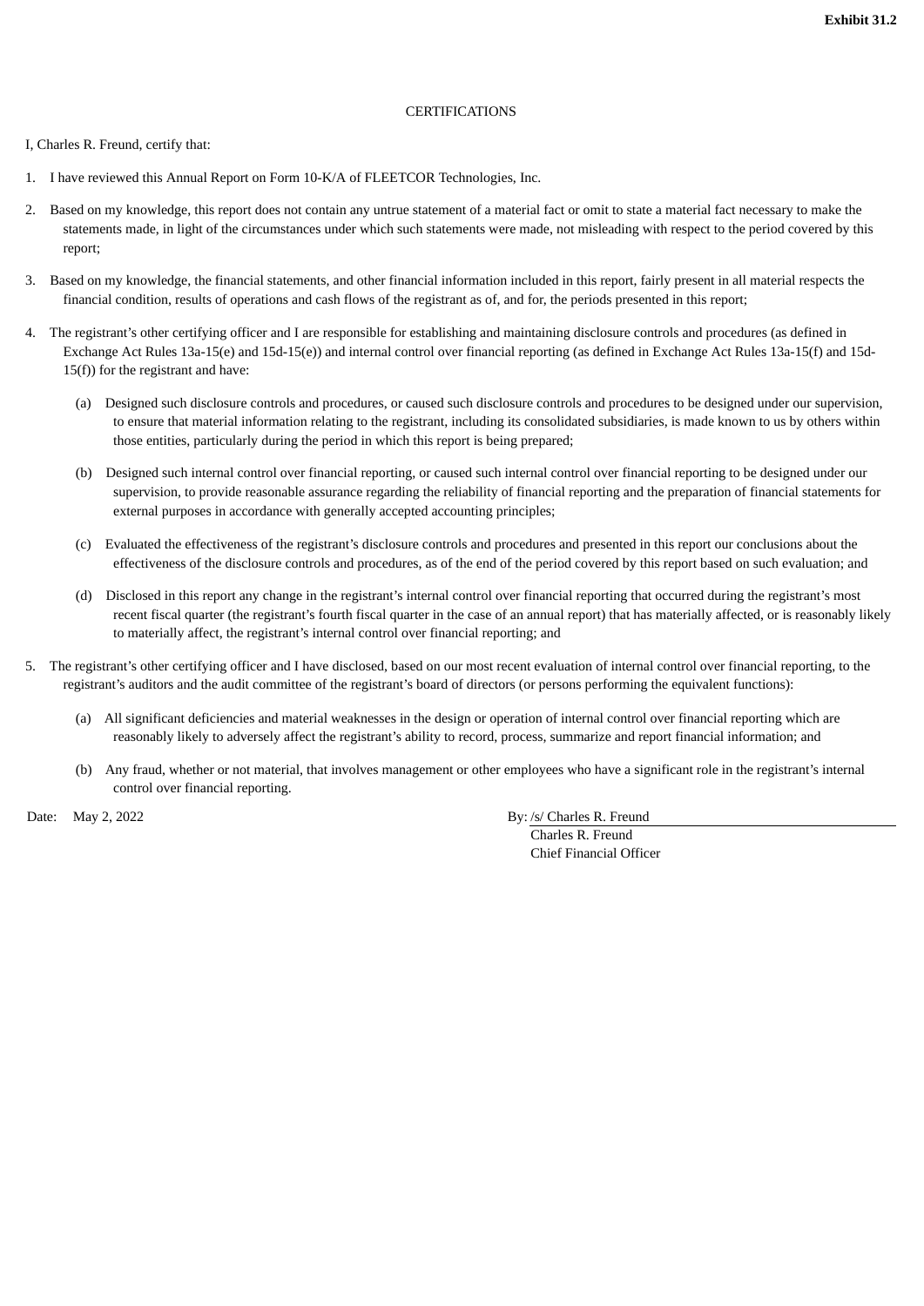**Exhibit 31.2**

CERTIFICATIONS

I, Charles R. Freund, certify that:

1. I have reviewed this Annual Report on Form 10-K/A of FLEETCOR Technologies, Inc.

2. Based on my knowledge, this report does not contain any untrue statement of a material fact or omit to state a material fact necessary to make the statements made, in light of the circumstances under which such statements were made, not misleading with respect to the period covered by this report;

3. Based on my knowledge, the financial statements, and other financial information included in this report, fairly present in all material respects the financial condition, results of operations and cash flows of the registrant as of, and for, the periods presented in this report;

4. The registrant's other certifying officer and I are responsible for establishing and maintaining disclosure controls and procedures (as defined in Exchange Act Rules 13a-15(e) and 15d-15(e)) and internal control over financial reporting (as defined in Exchange Act Rules 13a-15(f) and 15d-15(f)) for the registrant and have:

   (a) Designed such disclosure controls and procedures, or caused such disclosure controls and procedures to be designed under our supervision, to ensure that material information relating to the registrant, including its consolidated subsidiaries, is made known to us by others within those entities, particularly during the period in which this report is being prepared;

   (b) Designed such internal control over financial reporting, or caused such internal control over financial reporting to be designed under our supervision, to provide reasonable assurance regarding the reliability of financial reporting and the preparation of financial statements for external purposes in accordance with generally accepted accounting principles;

   (c) Evaluated the effectiveness of the registrant's disclosure controls and procedures and presented in this report our conclusions about the effectiveness of the disclosure controls and procedures, as of the end of the period covered by this report based on such evaluation; and

   (d) Disclosed in this report any change in the registrant's internal control over financial reporting that occurred during the registrant's most recent fiscal quarter (the registrant's fourth fiscal quarter in the case of an annual report) that has materially affected, or is reasonably likely to materially affect, the registrant's internal control over financial reporting; and

5. The registrant's other certifying officer and I have disclosed, based on our most recent evaluation of internal control over financial reporting, to the registrant's auditors and the audit committee of the registrant's board of directors (or persons performing the equivalent functions):

   (a) All significant deficiencies and material weaknesses in the design or operation of internal control over financial reporting which are reasonably likely to adversely affect the registrant's ability to record, process, summarize and report financial information; and

   (b) Any fraud, whether or not material, that involves management or other employees who have a significant role in the registrant's internal control over financial reporting.

Date: May 2, 2022

By: /s/ Charles R. Freund
Charles R. Freund
Chief Financial Officer